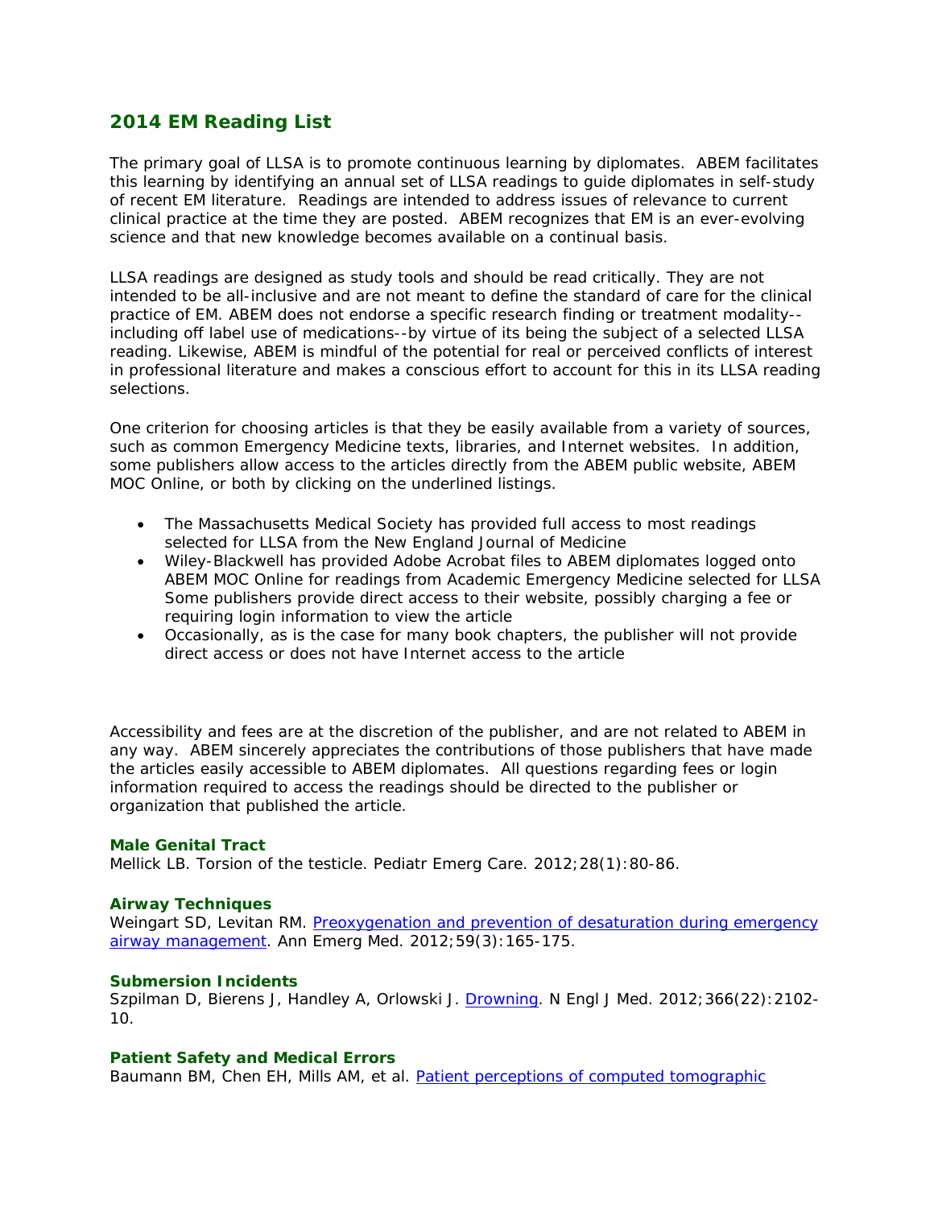## 2014 EM Reading List

The primary goal of LLSA is to promote continuous learning by diplomates. ABEM facilitates this learning by identifying an annual set of LLSA readings to guide diplomates in self-study of recent EM literature. Readings are intended to address issues of relevance to current clinical practice at the time they are posted. ABEM recognizes that EM is an ever-evolving science and that new knowledge becomes available on a continual basis.

LLSA readings are designed as study tools and should be read critically. They are not intended to be all-inclusive and are not meant to define the standard of care for the clinical practice of EM. ABEM does not endorse a specific research finding or treatment modality--including off label use of medications--by virtue of its being the subject of a selected LLSA reading. Likewise, ABEM is mindful of the potential for real or perceived conflicts of interest in professional literature and makes a conscious effort to account for this in its LLSA reading selections.

One criterion for choosing articles is that they be easily available from a variety of sources, such as common Emergency Medicine texts, libraries, and Internet websites. In addition, some publishers allow access to the articles directly from the ABEM public website, ABEM MOC Online, or both by clicking on the underlined listings.

- The Massachusetts Medical Society has provided full access to most readings selected for LLSA from the New England Journal of Medicine
- Wiley-Blackwell has provided Adobe Acrobat files to ABEM diplomates logged onto ABEM MOC Online for readings from Academic Emergency Medicine selected for LLSA Some publishers provide direct access to their website, possibly charging a fee or requiring login information to view the article
- Occasionally, as is the case for many book chapters, the publisher will not provide direct access or does not have Internet access to the article

Accessibility and fees are at the discretion of the publisher, and are not related to ABEM in any way. ABEM sincerely appreciates the contributions of those publishers that have made the articles easily accessible to ABEM diplomates. All questions regarding fees or login information required to access the readings should be directed to the publisher or organization that published the article.

### Male Genital Tract

Mellick LB. Torsion of the testicle. Pediatr Emerg Care. 2012;28(1):80-86.

### Airway Techniques

Weingart SD, Levitan RM. Preoxygenation and prevention of desaturation during emergency airway management. Ann Emerg Med. 2012;59(3):165-175.

### Submersion Incidents

Szpilman D, Bierens J, Handley A, Orlowski J. Drowning. N Engl J Med. 2012;366(22):2102-10.

### Patient Safety and Medical Errors

Baumann BM, Chen EH, Mills AM, et al. Patient perceptions of computed tomographic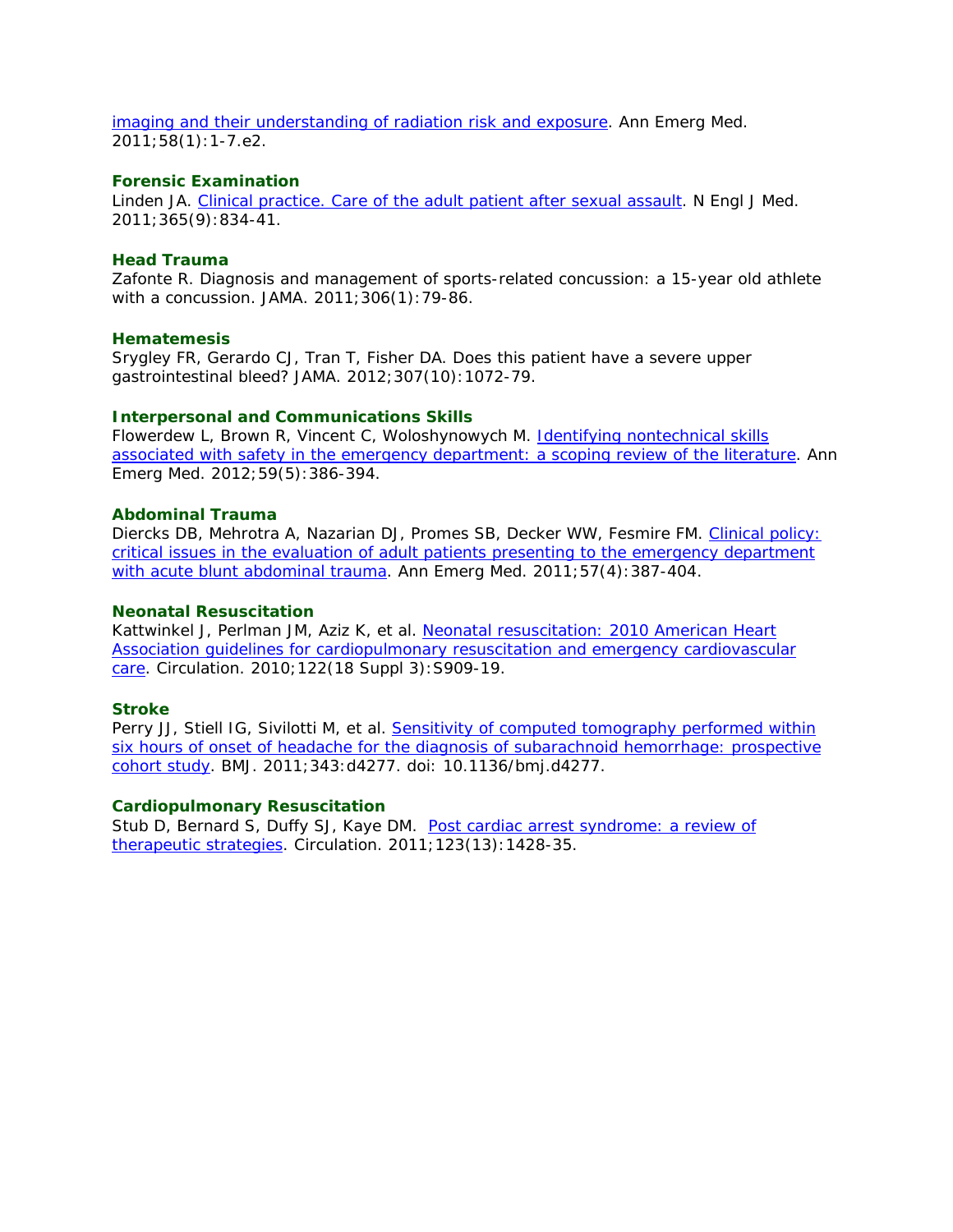imaging and their understanding of radiation risk and exposure. Ann Emerg Med. 2011;58(1):1-7.e2.

**Forensic Examination**

Linden JA. Clinical practice. Care of the adult patient after sexual assault. N Engl J Med. 2011;365(9):834-41.

**Head Trauma**

Zafonte R. Diagnosis and management of sports-related concussion: a 15-year old athlete with a concussion. JAMA. 2011;306(1):79-86.

**Hematemesis**

Srygley FR, Gerardo CJ, Tran T, Fisher DA. Does this patient have a severe upper gastrointestinal bleed? JAMA. 2012;307(10):1072-79.

**Interpersonal and Communications Skills**

Flowerdew L, Brown R, Vincent C, Woloshynowych M. Identifying nontechnical skills associated with safety in the emergency department: a scoping review of the literature. Ann Emerg Med. 2012;59(5):386-394.

**Abdominal Trauma**

Diercks DB, Mehrotra A, Nazarian DJ, Promes SB, Decker WW, Fesmire FM. Clinical policy: critical issues in the evaluation of adult patients presenting to the emergency department with acute blunt abdominal trauma. Ann Emerg Med. 2011;57(4):387-404.

**Neonatal Resuscitation**

Kattwinkel J, Perlman JM, Aziz K, et al. Neonatal resuscitation: 2010 American Heart Association guidelines for cardiopulmonary resuscitation and emergency cardiovascular care. Circulation. 2010;122(18 Suppl 3):S909-19.

**Stroke**

Perry JJ, Stiell IG, Sivilotti M, et al. Sensitivity of computed tomography performed within six hours of onset of headache for the diagnosis of subarachnoid hemorrhage: prospective cohort study. BMJ. 2011;343:d4277. doi: 10.1136/bmj.d4277.

**Cardiopulmonary Resuscitation**

Stub D, Bernard S, Duffy SJ, Kaye DM. Post cardiac arrest syndrome: a review of therapeutic strategies. Circulation. 2011;123(13):1428-35.